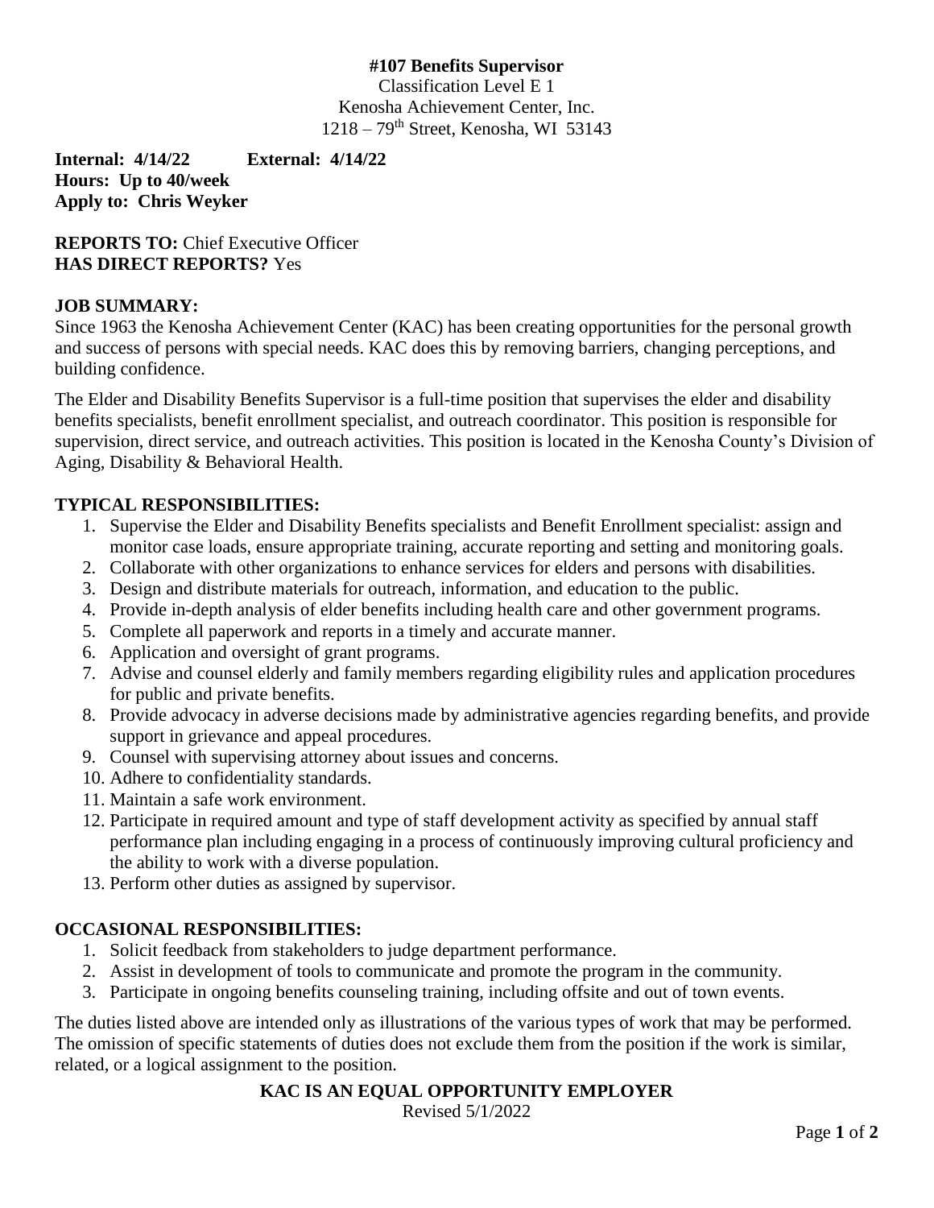# #107 Benefits Supervisor

Classification Level E 1
Kenosha Achievement Center, Inc.
1218 – 79th Street, Kenosha, WI 53143

**Internal: 4/14/22** **External: 4/14/22**
**Hours: Up to 40/week**
**Apply to: Chris Weyker**

**REPORTS TO:** Chief Executive Officer
**HAS DIRECT REPORTS?** Yes

## JOB SUMMARY:

Since 1963 the Kenosha Achievement Center (KAC) has been creating opportunities for the personal growth and success of persons with special needs. KAC does this by removing barriers, changing perceptions, and building confidence.

The Elder and Disability Benefits Supervisor is a full-time position that supervises the elder and disability benefits specialists, benefit enrollment specialist, and outreach coordinator. This position is responsible for supervision, direct service, and outreach activities. This position is located in the Kenosha County's Division of Aging, Disability & Behavioral Health.

## TYPICAL RESPONSIBILITIES:

1. Supervise the Elder and Disability Benefits specialists and Benefit Enrollment specialist: assign and monitor case loads, ensure appropriate training, accurate reporting and setting and monitoring goals.
2. Collaborate with other organizations to enhance services for elders and persons with disabilities.
3. Design and distribute materials for outreach, information, and education to the public.
4. Provide in-depth analysis of elder benefits including health care and other government programs.
5. Complete all paperwork and reports in a timely and accurate manner.
6. Application and oversight of grant programs.
7. Advise and counsel elderly and family members regarding eligibility rules and application procedures for public and private benefits.
8. Provide advocacy in adverse decisions made by administrative agencies regarding benefits, and provide support in grievance and appeal procedures.
9. Counsel with supervising attorney about issues and concerns.
10. Adhere to confidentiality standards.
11. Maintain a safe work environment.
12. Participate in required amount and type of staff development activity as specified by annual staff performance plan including engaging in a process of continuously improving cultural proficiency and the ability to work with a diverse population.
13. Perform other duties as assigned by supervisor.

## OCCASIONAL RESPONSIBILITIES:

1. Solicit feedback from stakeholders to judge department performance.
2. Assist in development of tools to communicate and promote the program in the community.
3. Participate in ongoing benefits counseling training, including offsite and out of town events.

The duties listed above are intended only as illustrations of the various types of work that may be performed. The omission of specific statements of duties does not exclude them from the position if the work is similar, related, or a logical assignment to the position.

**KAC IS AN EQUAL OPPORTUNITY EMPLOYER**

Revised 5/1/2022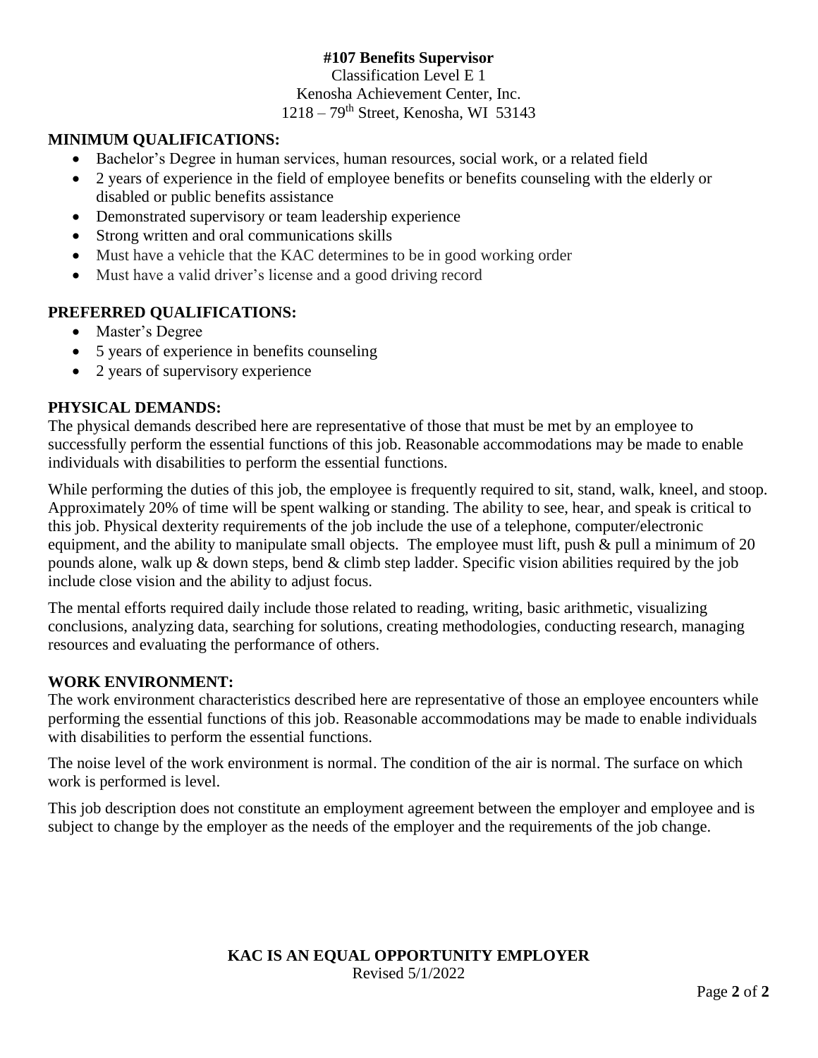**#107 Benefits Supervisor**

Classification Level E 1

Kenosha Achievement Center, Inc.

1218 – 79th Street, Kenosha, WI 53143

## MINIMUM QUALIFICATIONS:

- Bachelor's Degree in human services, human resources, social work, or a related field
- 2 years of experience in the field of employee benefits or benefits counseling with the elderly or disabled or public benefits assistance
- Demonstrated supervisory or team leadership experience
- Strong written and oral communications skills
- Must have a vehicle that the KAC determines to be in good working order
- Must have a valid driver's license and a good driving record

## PREFERRED QUALIFICATIONS:

- Master's Degree
- 5 years of experience in benefits counseling
- 2 years of supervisory experience

## PHYSICAL DEMANDS:

The physical demands described here are representative of those that must be met by an employee to successfully perform the essential functions of this job. Reasonable accommodations may be made to enable individuals with disabilities to perform the essential functions.

While performing the duties of this job, the employee is frequently required to sit, stand, walk, kneel, and stoop. Approximately 20% of time will be spent walking or standing. The ability to see, hear, and speak is critical to this job. Physical dexterity requirements of the job include the use of a telephone, computer/electronic equipment, and the ability to manipulate small objects. The employee must lift, push & pull a minimum of 20 pounds alone, walk up & down steps, bend & climb step ladder. Specific vision abilities required by the job include close vision and the ability to adjust focus.

The mental efforts required daily include those related to reading, writing, basic arithmetic, visualizing conclusions, analyzing data, searching for solutions, creating methodologies, conducting research, managing resources and evaluating the performance of others.

## WORK ENVIRONMENT:

The work environment characteristics described here are representative of those an employee encounters while performing the essential functions of this job. Reasonable accommodations may be made to enable individuals with disabilities to perform the essential functions.

The noise level of the work environment is normal. The condition of the air is normal. The surface on which work is performed is level.

This job description does not constitute an employment agreement between the employer and employee and is subject to change by the employer as the needs of the employer and the requirements of the job change.

**KAC IS AN EQUAL OPPORTUNITY EMPLOYER**

Revised 5/1/2022